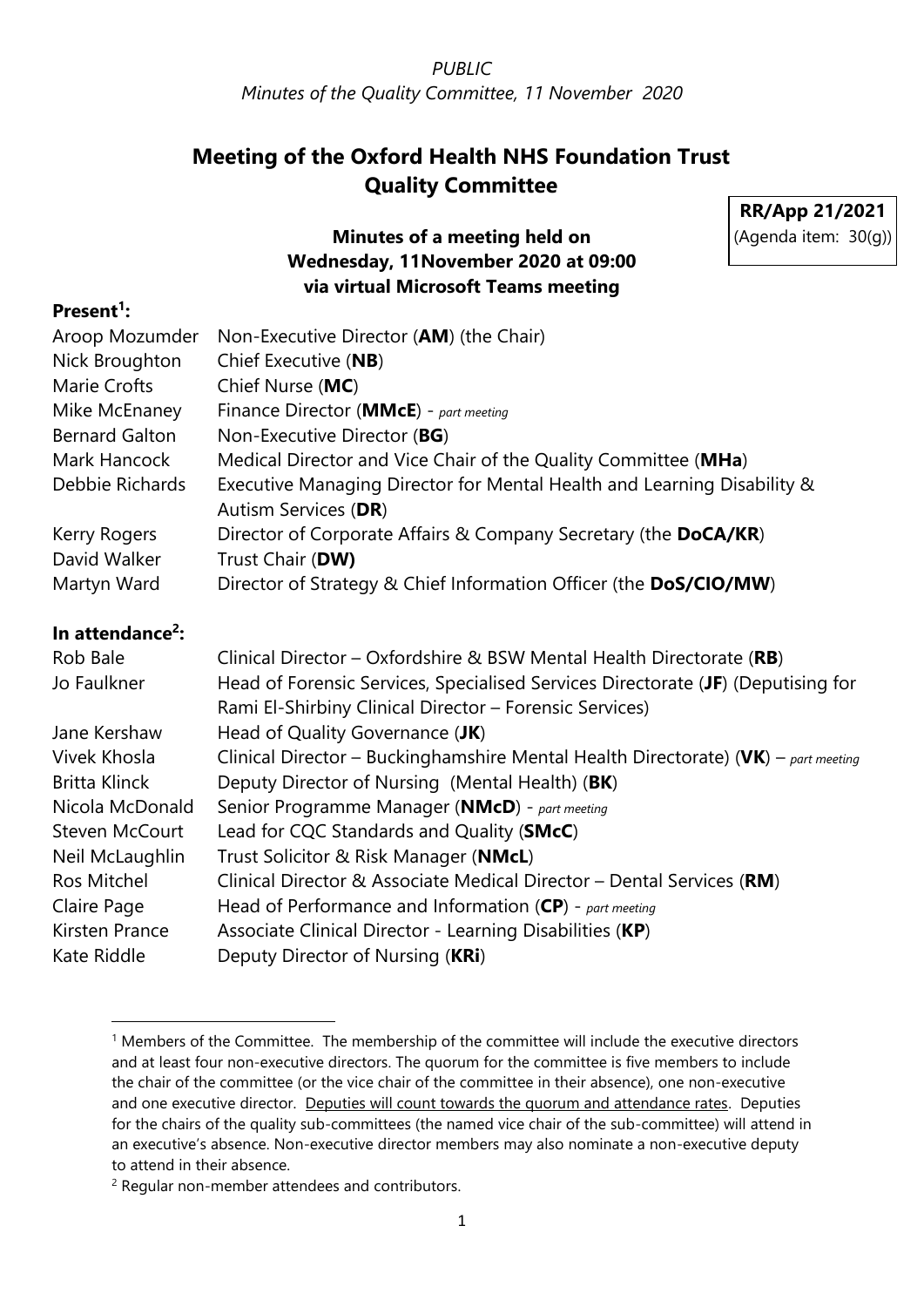PUBLIC

*Minutes of the Quality Committee, 11 November 2020*

# Meeting of the Oxford Health NHS Foundation Trust Quality Committee

**RR/App 21/2021**
(Agenda item: 30(g))

**Minutes of a meeting held on Wednesday, 11November 2020 at 09:00 via virtual Microsoft Teams meeting**

**Present[1]:**

| | |
|---|---|
| Aroop Mozumder | Non-Executive Director (**AM**) (the Chair) |
| Nick Broughton | Chief Executive (**NB**) |
| Marie Crofts | Chief Nurse (**MC**) |
| Mike McEnaney | Finance Director (**MMcE**) - *part meeting* |
| Bernard Galton | Non-Executive Director (**BG**) |
| Mark Hancock | Medical Director and Vice Chair of the Quality Committee (**MHa**) |
| Debbie Richards | Executive Managing Director for Mental Health and Learning Disability & Autism Services (**DR**) |
| Kerry Rogers | Director of Corporate Affairs & Company Secretary (the **DoCA/KR**) |
| David Walker | Trust Chair (**DW)** |
| Martyn Ward | Director of Strategy & Chief Information Officer (the **DoS/CIO/MW**) |

**In attendance[2]:**

| | |
|---|---|
| Rob Bale | Clinical Director – Oxfordshire & BSW Mental Health Directorate (**RB**) |
| Jo Faulkner | Head of Forensic Services, Specialised Services Directorate (**JF**) (Deputising for Rami El-Shirbiny Clinical Director – Forensic Services) |
| Jane Kershaw | Head of Quality Governance (**JK**) |
| Vivek Khosla | Clinical Director – Buckinghamshire Mental Health Directorate) (**VK**) – *part meeting* |
| Britta Klinck | Deputy Director of Nursing (Mental Health) (**BK**) |
| Nicola McDonald | Senior Programme Manager (**NMcD**) - *part meeting* |
| Steven McCourt | Lead for CQC Standards and Quality (**SMcC**) |
| Neil McLaughlin | Trust Solicitor & Risk Manager (**NMcL**) |
| Ros Mitchel | Clinical Director & Associate Medical Director – Dental Services (**RM**) |
| Claire Page | Head of Performance and Information (**CP**) - *part meeting* |
| Kirsten Prance | Associate Clinical Director - Learning Disabilities (**KP**) |
| Kate Riddle | Deputy Director of Nursing (**KRi**) |

---

[1] Members of the Committee. The membership of the committee will include the executive directors and at least four non-executive directors. The quorum for the committee is five members to include the chair of the committee (or the vice chair of the committee in their absence), one non-executive and one executive director. Deputies will count towards the quorum and attendance rates. Deputies for the chairs of the quality sub-committees (the named vice chair of the sub-committee) will attend in an executive's absence. Non-executive director members may also nominate a non-executive deputy to attend in their absence.

[2] Regular non-member attendees and contributors.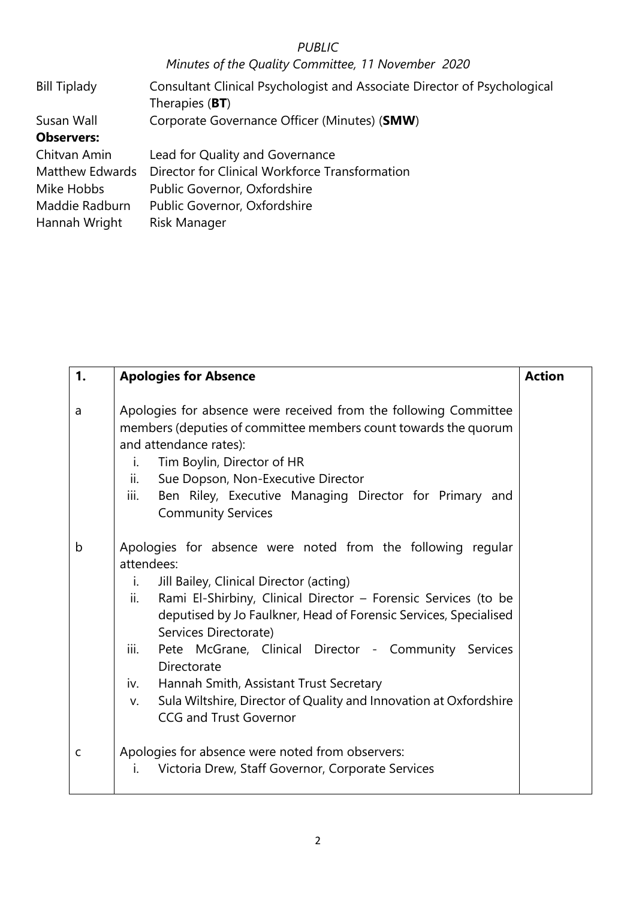| | |
|---|---|
| Bill Tiplady | Consultant Clinical Psychologist and Associate Director of Psychological Therapies (**BT**) |
| Susan Wall | Corporate Governance Officer (Minutes) (**SMW**) |
| **Observers:** | |
| Chitvan Amin | Lead for Quality and Governance |
| Matthew Edwards | Director for Clinical Workforce Transformation |
| Mike Hobbs | Public Governor, Oxfordshire |
| Maddie Radburn | Public Governor, Oxfordshire |
| Hannah Wright | Risk Manager |

| **1.** | **Apologies for Absence** | **Action** |
|---|---|---|
| a | Apologies for absence were received from the following Committee members (deputies of committee members count towards the quorum and attendance rates):<br>i. Tim Boylin, Director of HR<br>ii. Sue Dopson, Non-Executive Director<br>iii. Ben Riley, Executive Managing Director for Primary and Community Services | |
| b | Apologies for absence were noted from the following regular attendees:<br>i. Jill Bailey, Clinical Director (acting)<br>ii. Rami El-Shirbiny, Clinical Director – Forensic Services (to be deputised by Jo Faulkner, Head of Forensic Services, Specialised Services Directorate)<br>iii. Pete McGrane, Clinical Director - Community Services Directorate<br>iv. Hannah Smith, Assistant Trust Secretary<br>v. Sula Wiltshire, Director of Quality and Innovation at Oxfordshire CCG and Trust Governor | |
| c | Apologies for absence were noted from observers:<br>i. Victoria Drew, Staff Governor, Corporate Services | |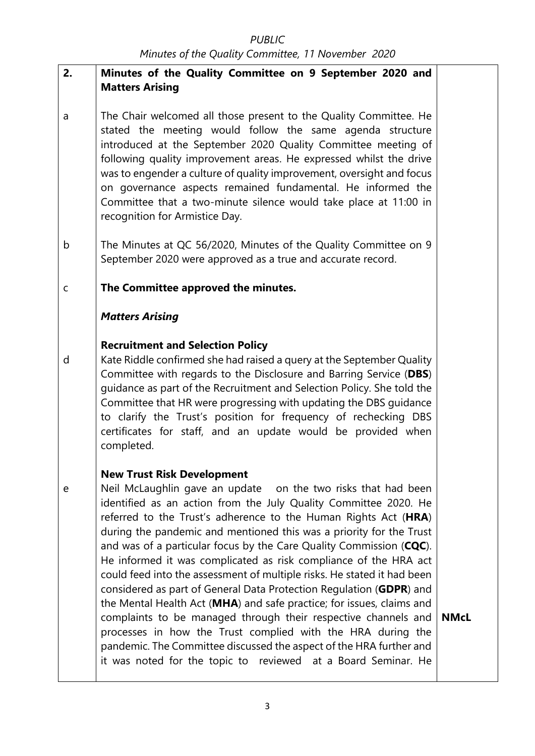| 2. | **Minutes of the Quality Committee on 9 September 2020 and Matters Arising** | |
|---|---|---|
| a | The Chair welcomed all those present to the Quality Committee. He stated the meeting would follow the same agenda structure introduced at the September 2020 Quality Committee meeting of following quality improvement areas. He expressed whilst the drive was to engender a culture of quality improvement, oversight and focus on governance aspects remained fundamental. He informed the Committee that a two-minute silence would take place at 11:00 in recognition for Armistice Day. | |
| b | The Minutes at QC 56/2020, Minutes of the Quality Committee on 9 September 2020 were approved as a true and accurate record. | |
| c | **The Committee approved the minutes.** | |
| | ***Matters Arising*** | |
| d | **Recruitment and Selection Policy**<br>Kate Riddle confirmed she had raised a query at the September Quality Committee with regards to the Disclosure and Barring Service (**DBS**) guidance as part of the Recruitment and Selection Policy. She told the Committee that HR were progressing with updating the DBS guidance to clarify the Trust's position for frequency of rechecking DBS certificates for staff, and an update would be provided when completed. | |
| e | **New Trust Risk Development**<br>Neil McLaughlin gave an update on the two risks that had been identified as an action from the July Quality Committee 2020. He referred to the Trust's adherence to the Human Rights Act (**HRA**) during the pandemic and mentioned this was a priority for the Trust and was of a particular focus by the Care Quality Commission (**CQC**). He informed it was complicated as risk compliance of the HRA act could feed into the assessment of multiple risks. He stated it had been considered as part of General Data Protection Regulation (**GDPR**) and the Mental Health Act (**MHA**) and safe practice; for issues, claims and complaints to be managed through their respective channels and processes in how the Trust complied with the HRA during the pandemic. The Committee discussed the aspect of the HRA further and it was noted for the topic to reviewed at a Board Seminar. He | **NMcL** |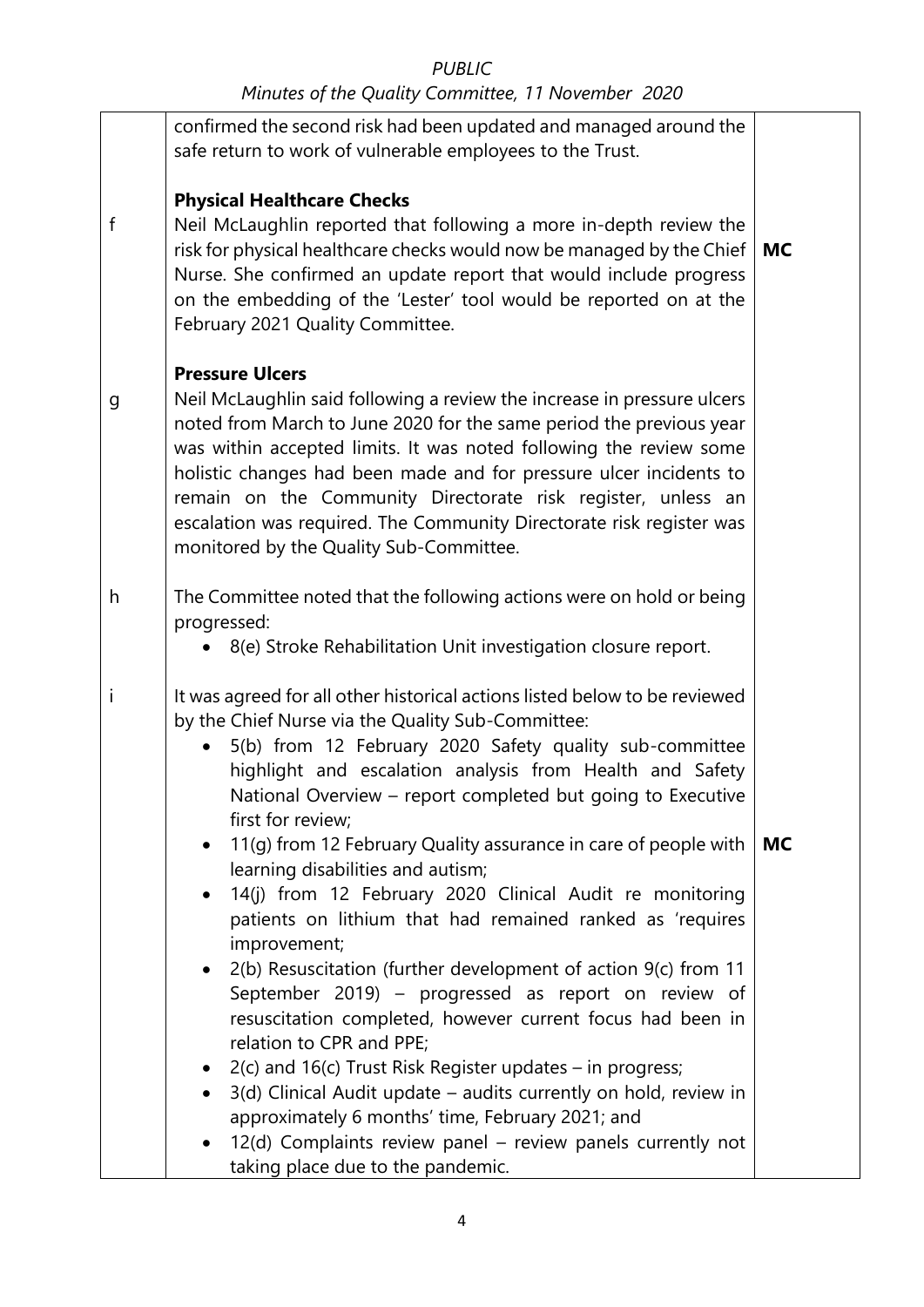| | | |
|---|---|---|
| | confirmed the second risk had been updated and managed around the safe return to work of vulnerable employees to the Trust. | |
| f | **Physical Healthcare Checks**<br>Neil McLaughlin reported that following a more in-depth review the risk for physical healthcare checks would now be managed by the Chief Nurse. She confirmed an update report that would include progress on the embedding of the 'Lester' tool would be reported on at the February 2021 Quality Committee. | **MC** |
| g | **Pressure Ulcers**<br>Neil McLaughlin said following a review the increase in pressure ulcers noted from March to June 2020 for the same period the previous year was within accepted limits. It was noted following the review some holistic changes had been made and for pressure ulcer incidents to remain on the Community Directorate risk register, unless an escalation was required. The Community Directorate risk register was monitored by the Quality Sub-Committee. | |
| h | The Committee noted that the following actions were on hold or being progressed:<br>• 8(e) Stroke Rehabilitation Unit investigation closure report. | |
| i | It was agreed for all other historical actions listed below to be reviewed by the Chief Nurse via the Quality Sub-Committee:<br>• 5(b) from 12 February 2020 Safety quality sub-committee highlight and escalation analysis from Health and Safety National Overview – report completed but going to Executive first for review;<br>• 11(g) from 12 February Quality assurance in care of people with learning disabilities and autism;<br>• 14(j) from 12 February 2020 Clinical Audit re monitoring patients on lithium that had remained ranked as 'requires improvement;<br>• 2(b) Resuscitation (further development of action 9(c) from 11 September 2019) – progressed as report on review of resuscitation completed, however current focus had been in relation to CPR and PPE;<br>• 2(c) and 16(c) Trust Risk Register updates – in progress;<br>• 3(d) Clinical Audit update – audits currently on hold, review in approximately 6 months' time, February 2021; and<br>• 12(d) Complaints review panel – review panels currently not taking place due to the pandemic. | **MC** |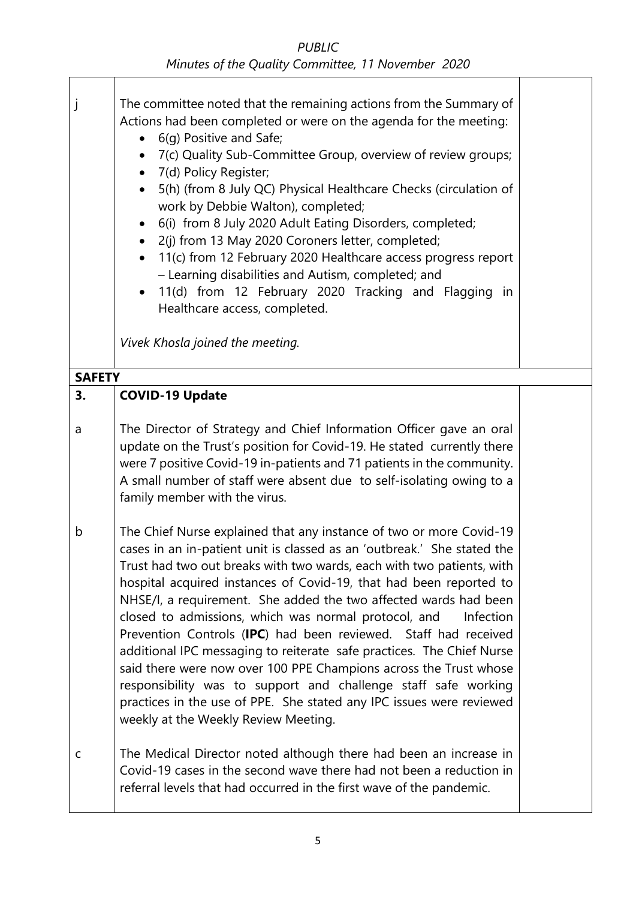| | | |
|---|---|---|
| j | The committee noted that the remaining actions from the Summary of Actions had been completed or were on the agenda for the meeting:<br>• 6(g) Positive and Safe;<br>• 7(c) Quality Sub-Committee Group, overview of review groups;<br>• 7(d) Policy Register;<br>• 5(h) (from 8 July QC) Physical Healthcare Checks (circulation of work by Debbie Walton), completed;<br>• 6(i) from 8 July 2020 Adult Eating Disorders, completed;<br>• 2(j) from 13 May 2020 Coroners letter, completed;<br>• 11(c) from 12 February 2020 Healthcare access progress report – Learning disabilities and Autism, completed; and<br>• 11(d) from 12 February 2020 Tracking and Flagging in Healthcare access, completed.<br><br>*Vivek Khosla joined the meeting.* | |
| **SAFETY** | | |
| **3.** | **COVID-19 Update** | |
| a | The Director of Strategy and Chief Information Officer gave an oral update on the Trust's position for Covid-19. He stated currently there were 7 positive Covid-19 in-patients and 71 patients in the community. A small number of staff were absent due to self-isolating owing to a family member with the virus. | |
| b | The Chief Nurse explained that any instance of two or more Covid-19 cases in an in-patient unit is classed as an 'outbreak.' She stated the Trust had two out breaks with two wards, each with two patients, with hospital acquired instances of Covid-19, that had been reported to NHSE/I, a requirement. She added the two affected wards had been closed to admissions, which was normal protocol, and Infection Prevention Controls (**IPC**) had been reviewed. Staff had received additional IPC messaging to reiterate safe practices. The Chief Nurse said there were now over 100 PPE Champions across the Trust whose responsibility was to support and challenge staff safe working practices in the use of PPE. She stated any IPC issues were reviewed weekly at the Weekly Review Meeting. | |
| c | The Medical Director noted although there had been an increase in Covid-19 cases in the second wave there had not been a reduction in referral levels that had occurred in the first wave of the pandemic. | |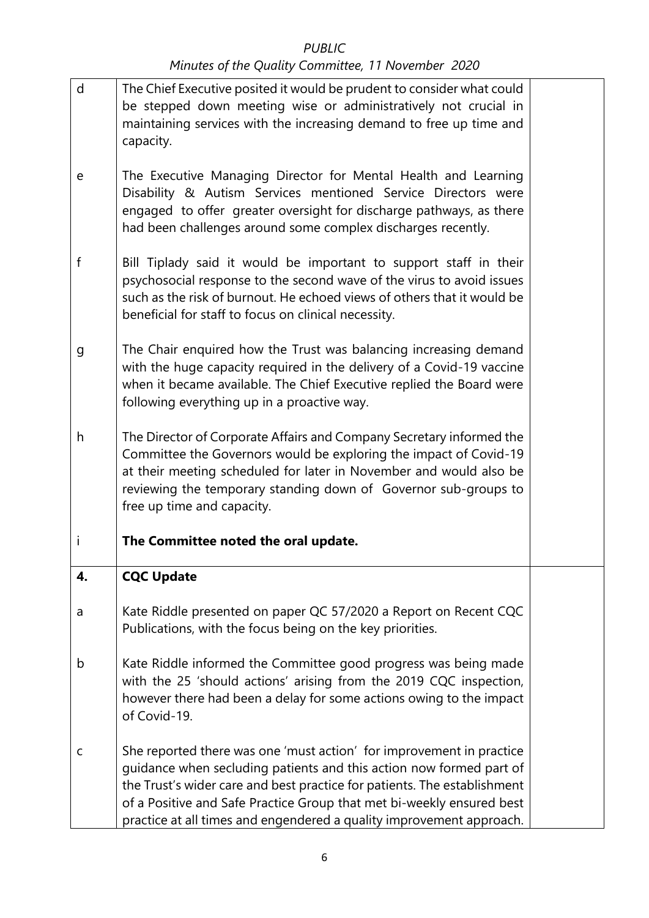| | | |
|---|---|---|
| d | The Chief Executive posited it would be prudent to consider what could be stepped down meeting wise or administratively not crucial in maintaining services with the increasing demand to free up time and capacity. | |
| e | The Executive Managing Director for Mental Health and Learning Disability & Autism Services mentioned Service Directors were engaged to offer greater oversight for discharge pathways, as there had been challenges around some complex discharges recently. | |
| f | Bill Tiplady said it would be important to support staff in their psychosocial response to the second wave of the virus to avoid issues such as the risk of burnout. He echoed views of others that it would be beneficial for staff to focus on clinical necessity. | |
| g | The Chair enquired how the Trust was balancing increasing demand with the huge capacity required in the delivery of a Covid-19 vaccine when it became available. The Chief Executive replied the Board were following everything up in a proactive way. | |
| h | The Director of Corporate Affairs and Company Secretary informed the Committee the Governors would be exploring the impact of Covid-19 at their meeting scheduled for later in November and would also be reviewing the temporary standing down of Governor sub-groups to free up time and capacity. | |
| i | **The Committee noted the oral update.** | |
| **4.** | **CQC Update** | |
| a | Kate Riddle presented on paper QC 57/2020 a Report on Recent CQC Publications, with the focus being on the key priorities. | |
| b | Kate Riddle informed the Committee good progress was being made with the 25 'should actions' arising from the 2019 CQC inspection, however there had been a delay for some actions owing to the impact of Covid-19. | |
| c | She reported there was one 'must action' for improvement in practice guidance when secluding patients and this action now formed part of the Trust's wider care and best practice for patients. The establishment of a Positive and Safe Practice Group that met bi-weekly ensured best practice at all times and engendered a quality improvement approach. | |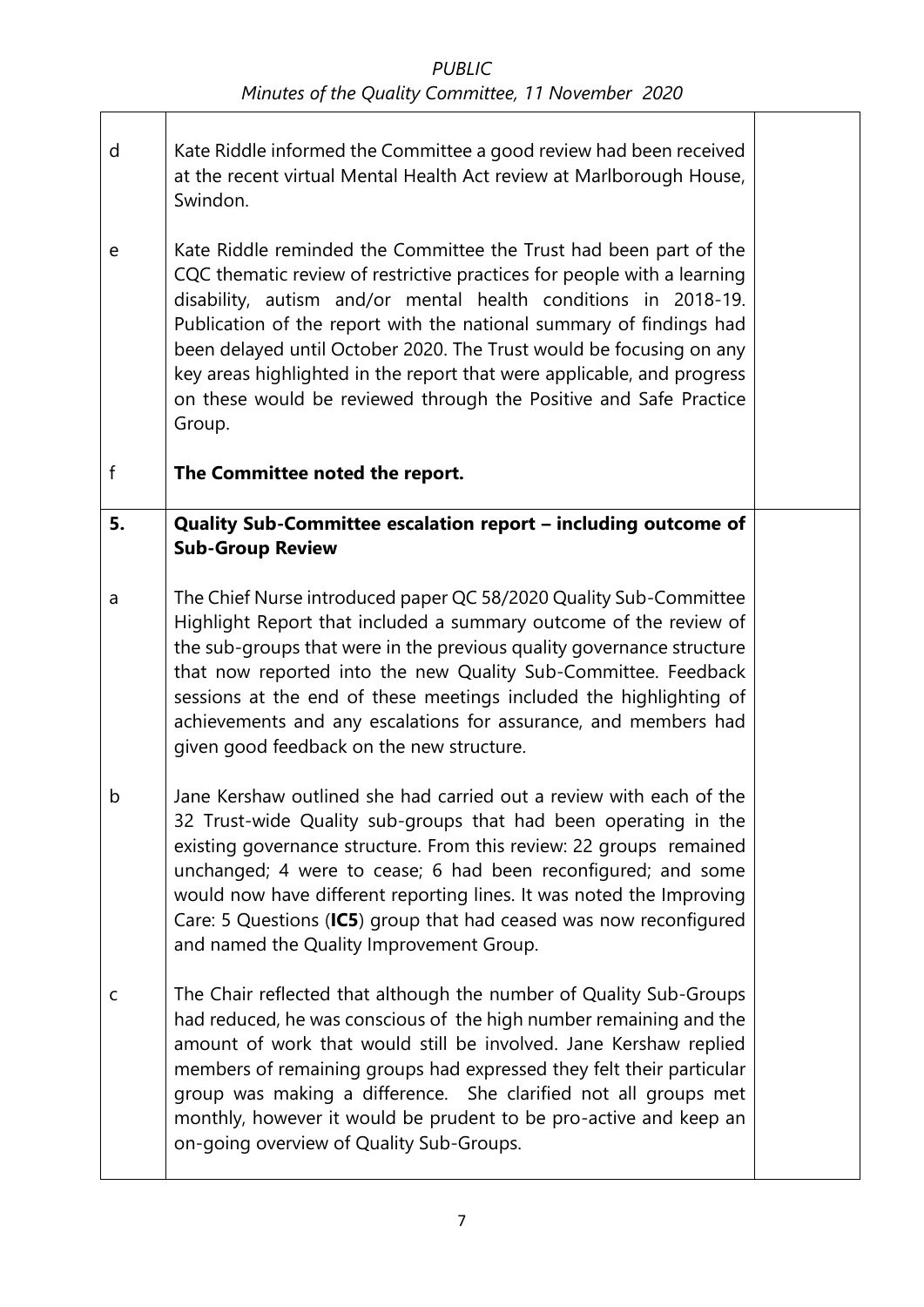| | | |
|---|---|---|
| d | Kate Riddle informed the Committee a good review had been received at the recent virtual Mental Health Act review at Marlborough House, Swindon. | |
| e | Kate Riddle reminded the Committee the Trust had been part of the CQC thematic review of restrictive practices for people with a learning disability, autism and/or mental health conditions in 2018-19. Publication of the report with the national summary of findings had been delayed until October 2020. The Trust would be focusing on any key areas highlighted in the report that were applicable, and progress on these would be reviewed through the Positive and Safe Practice Group. | |
| f | **The Committee noted the report.** | |
| **5.** | **Quality Sub-Committee escalation report – including outcome of Sub-Group Review** | |
| a | The Chief Nurse introduced paper QC 58/2020 Quality Sub-Committee Highlight Report that included a summary outcome of the review of the sub-groups that were in the previous quality governance structure that now reported into the new Quality Sub-Committee. Feedback sessions at the end of these meetings included the highlighting of achievements and any escalations for assurance, and members had given good feedback on the new structure. | |
| b | Jane Kershaw outlined she had carried out a review with each of the 32 Trust-wide Quality sub-groups that had been operating in the existing governance structure. From this review: 22 groups remained unchanged; 4 were to cease; 6 had been reconfigured; and some would now have different reporting lines. It was noted the Improving Care: 5 Questions (**IC5**) group that had ceased was now reconfigured and named the Quality Improvement Group. | |
| c | The Chair reflected that although the number of Quality Sub-Groups had reduced, he was conscious of the high number remaining and the amount of work that would still be involved. Jane Kershaw replied members of remaining groups had expressed they felt their particular group was making a difference. She clarified not all groups met monthly, however it would be prudent to be pro-active and keep an on-going overview of Quality Sub-Groups. | |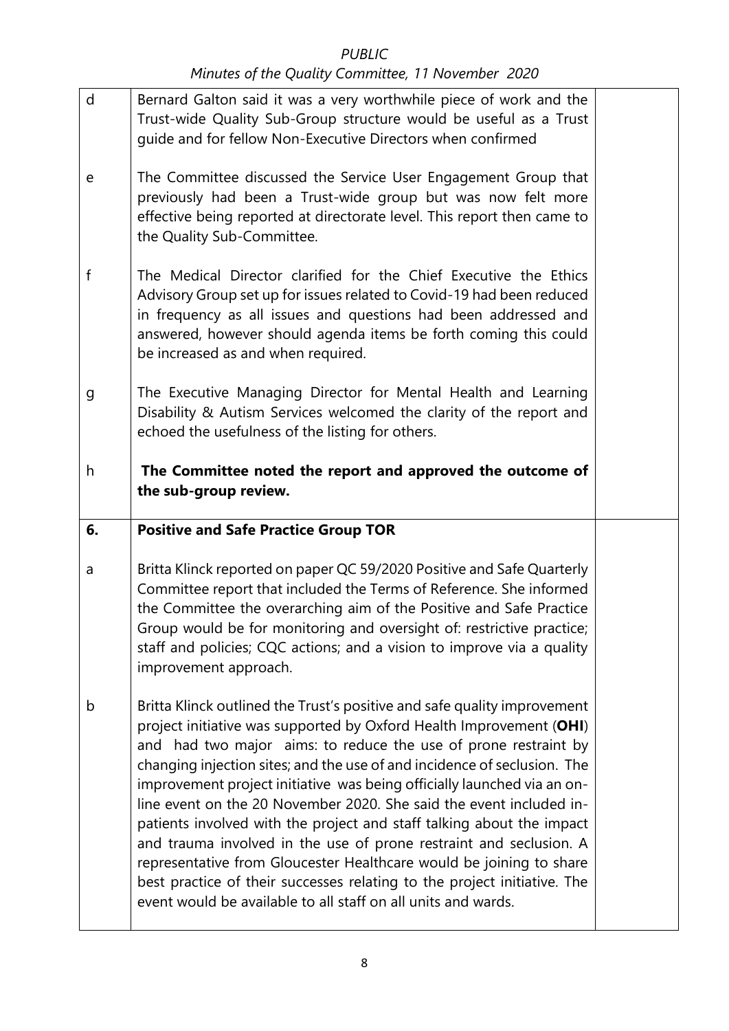| | | |
|---|---|---|
| d | Bernard Galton said it was a very worthwhile piece of work and the Trust-wide Quality Sub-Group structure would be useful as a Trust guide and for fellow Non-Executive Directors when confirmed | |
| e | The Committee discussed the Service User Engagement Group that previously had been a Trust-wide group but was now felt more effective being reported at directorate level. This report then came to the Quality Sub-Committee. | |
| f | The Medical Director clarified for the Chief Executive the Ethics Advisory Group set up for issues related to Covid-19 had been reduced in frequency as all issues and questions had been addressed and answered, however should agenda items be forth coming this could be increased as and when required. | |
| g | The Executive Managing Director for Mental Health and Learning Disability & Autism Services welcomed the clarity of the report and echoed the usefulness of the listing for others. | |
| h | **The Committee noted the report and approved the outcome of the sub-group review.** | |
| **6.** | **Positive and Safe Practice Group TOR** | |
| a | Britta Klinck reported on paper QC 59/2020 Positive and Safe Quarterly Committee report that included the Terms of Reference. She informed the Committee the overarching aim of the Positive and Safe Practice Group would be for monitoring and oversight of: restrictive practice; staff and policies; CQC actions; and a vision to improve via a quality improvement approach. | |
| b | Britta Klinck outlined the Trust's positive and safe quality improvement project initiative was supported by Oxford Health Improvement (**OHI**) and had two major aims: to reduce the use of prone restraint by changing injection sites; and the use of and incidence of seclusion. The improvement project initiative was being officially launched via an on-line event on the 20 November 2020. She said the event included in-patients involved with the project and staff talking about the impact and trauma involved in the use of prone restraint and seclusion. A representative from Gloucester Healthcare would be joining to share best practice of their successes relating to the project initiative. The event would be available to all staff on all units and wards. | |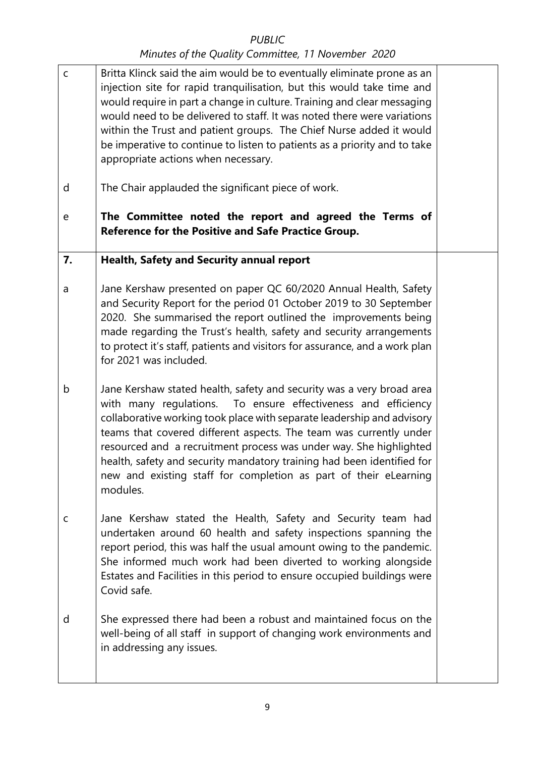| | | |
|---|---|---|
| c | Britta Klinck said the aim would be to eventually eliminate prone as an injection site for rapid tranquilisation, but this would take time and would require in part a change in culture. Training and clear messaging would need to be delivered to staff. It was noted there were variations within the Trust and patient groups. The Chief Nurse added it would be imperative to continue to listen to patients as a priority and to take appropriate actions when necessary. | |
| d | The Chair applauded the significant piece of work. | |
| e | **The Committee noted the report and agreed the Terms of Reference for the Positive and Safe Practice Group.** | |
| **7.** | **Health, Safety and Security annual report** | |
| a | Jane Kershaw presented on paper QC 60/2020 Annual Health, Safety and Security Report for the period 01 October 2019 to 30 September 2020. She summarised the report outlined the improvements being made regarding the Trust's health, safety and security arrangements to protect it's staff, patients and visitors for assurance, and a work plan for 2021 was included. | |
| b | Jane Kershaw stated health, safety and security was a very broad area with many regulations. To ensure effectiveness and efficiency collaborative working took place with separate leadership and advisory teams that covered different aspects. The team was currently under resourced and a recruitment process was under way. She highlighted health, safety and security mandatory training had been identified for new and existing staff for completion as part of their eLearning modules. | |
| c | Jane Kershaw stated the Health, Safety and Security team had undertaken around 60 health and safety inspections spanning the report period, this was half the usual amount owing to the pandemic. She informed much work had been diverted to working alongside Estates and Facilities in this period to ensure occupied buildings were Covid safe. | |
| d | She expressed there had been a robust and maintained focus on the well-being of all staff in support of changing work environments and in addressing any issues. | |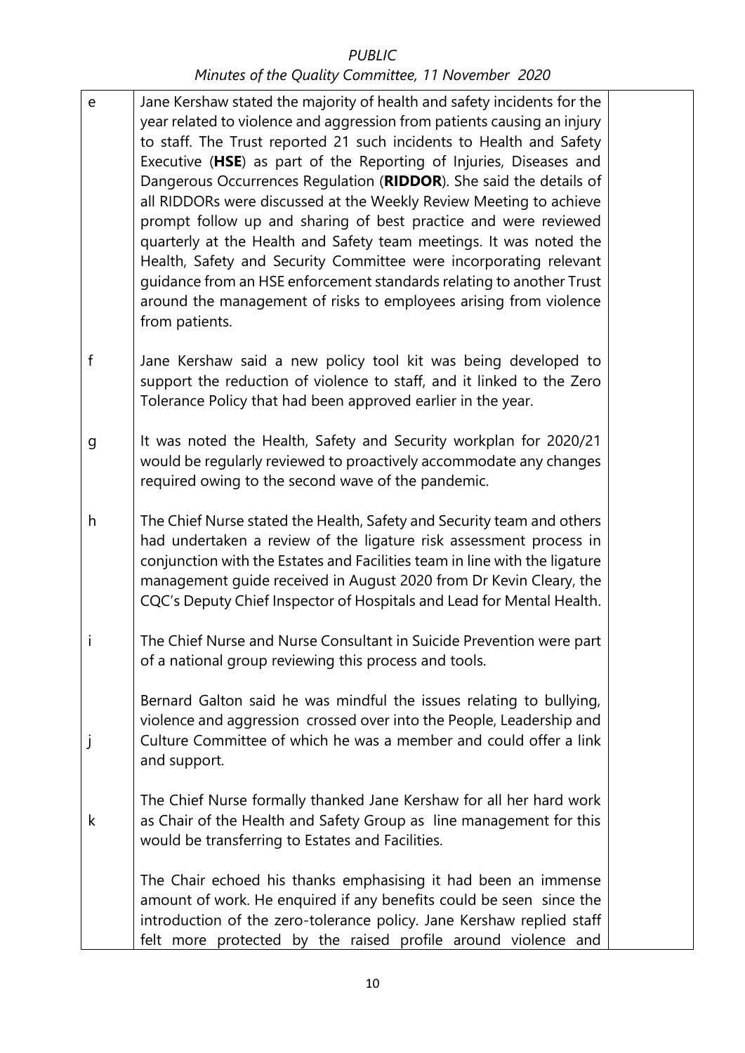| | | |
|---|---|---|
| e | Jane Kershaw stated the majority of health and safety incidents for the year related to violence and aggression from patients causing an injury to staff. The Trust reported 21 such incidents to Health and Safety Executive (**HSE**) as part of the Reporting of Injuries, Diseases and Dangerous Occurrences Regulation (**RIDDOR**). She said the details of all RIDDORs were discussed at the Weekly Review Meeting to achieve prompt follow up and sharing of best practice and were reviewed quarterly at the Health and Safety team meetings. It was noted the Health, Safety and Security Committee were incorporating relevant guidance from an HSE enforcement standards relating to another Trust around the management of risks to employees arising from violence from patients. | |
| f | Jane Kershaw said a new policy tool kit was being developed to support the reduction of violence to staff, and it linked to the Zero Tolerance Policy that had been approved earlier in the year. | |
| g | It was noted the Health, Safety and Security workplan for 2020/21 would be regularly reviewed to proactively accommodate any changes required owing to the second wave of the pandemic. | |
| h | The Chief Nurse stated the Health, Safety and Security team and others had undertaken a review of the ligature risk assessment process in conjunction with the Estates and Facilities team in line with the ligature management guide received in August 2020 from Dr Kevin Cleary, the CQC's Deputy Chief Inspector of Hospitals and Lead for Mental Health. | |
| i | The Chief Nurse and Nurse Consultant in Suicide Prevention were part of a national group reviewing this process and tools. | |
| j | Bernard Galton said he was mindful the issues relating to bullying, violence and aggression crossed over into the People, Leadership and Culture Committee of which he was a member and could offer a link and support. | |
| k | The Chief Nurse formally thanked Jane Kershaw for all her hard work as Chair of the Health and Safety Group as line management for this would be transferring to Estates and Facilities. | |
| | The Chair echoed his thanks emphasising it had been an immense amount of work. He enquired if any benefits could be seen since the introduction of the zero-tolerance policy. Jane Kershaw replied staff felt more protected by the raised profile around violence and | |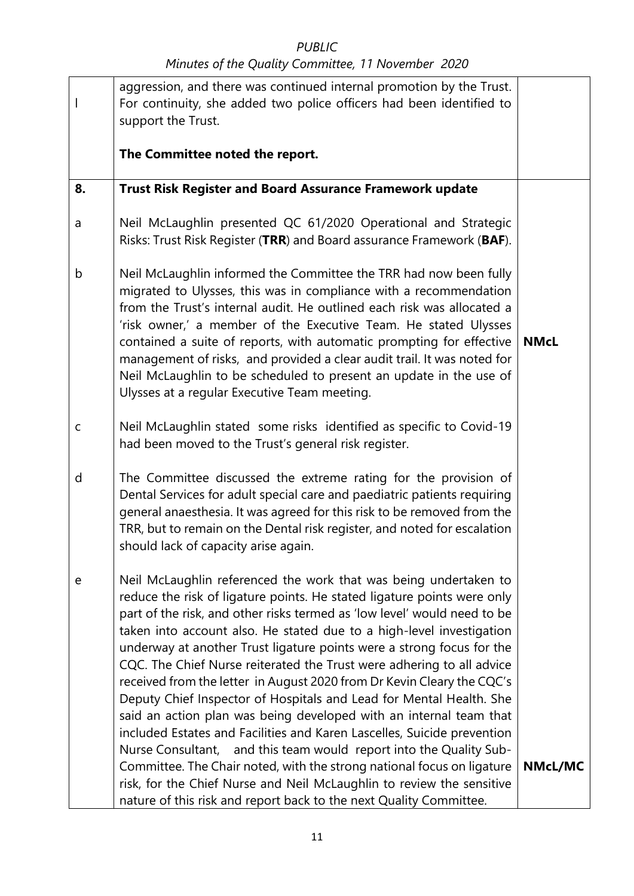| | | |
|---|---|---|
| l | aggression, and there was continued internal promotion by the Trust. For continuity, she added two police officers had been identified to support the Trust.<br><br>**The Committee noted the report.** | |
| **8.** | **Trust Risk Register and Board Assurance Framework update** | |
| a | Neil McLaughlin presented QC 61/2020 Operational and Strategic Risks: Trust Risk Register (**TRR**) and Board assurance Framework (**BAF**). | |
| b | Neil McLaughlin informed the Committee the TRR had now been fully migrated to Ulysses, this was in compliance with a recommendation from the Trust's internal audit. He outlined each risk was allocated a 'risk owner,' a member of the Executive Team. He stated Ulysses contained a suite of reports, with automatic prompting for effective management of risks, and provided a clear audit trail. It was noted for Neil McLaughlin to be scheduled to present an update in the use of Ulysses at a regular Executive Team meeting. | **NMcL** |
| c | Neil McLaughlin stated some risks identified as specific to Covid-19 had been moved to the Trust's general risk register. | |
| d | The Committee discussed the extreme rating for the provision of Dental Services for adult special care and paediatric patients requiring general anaesthesia. It was agreed for this risk to be removed from the TRR, but to remain on the Dental risk register, and noted for escalation should lack of capacity arise again. | |
| e | Neil McLaughlin referenced the work that was being undertaken to reduce the risk of ligature points. He stated ligature points were only part of the risk, and other risks termed as 'low level' would need to be taken into account also. He stated due to a high-level investigation underway at another Trust ligature points were a strong focus for the CQC. The Chief Nurse reiterated the Trust were adhering to all advice received from the letter in August 2020 from Dr Kevin Cleary the CQC's Deputy Chief Inspector of Hospitals and Lead for Mental Health. She said an action plan was being developed with an internal team that included Estates and Facilities and Karen Lascelles, Suicide prevention Nurse Consultant, and this team would report into the Quality Sub-Committee. The Chair noted, with the strong national focus on ligature risk, for the Chief Nurse and Neil McLaughlin to review the sensitive nature of this risk and report back to the next Quality Committee. | **NMcL/MC** |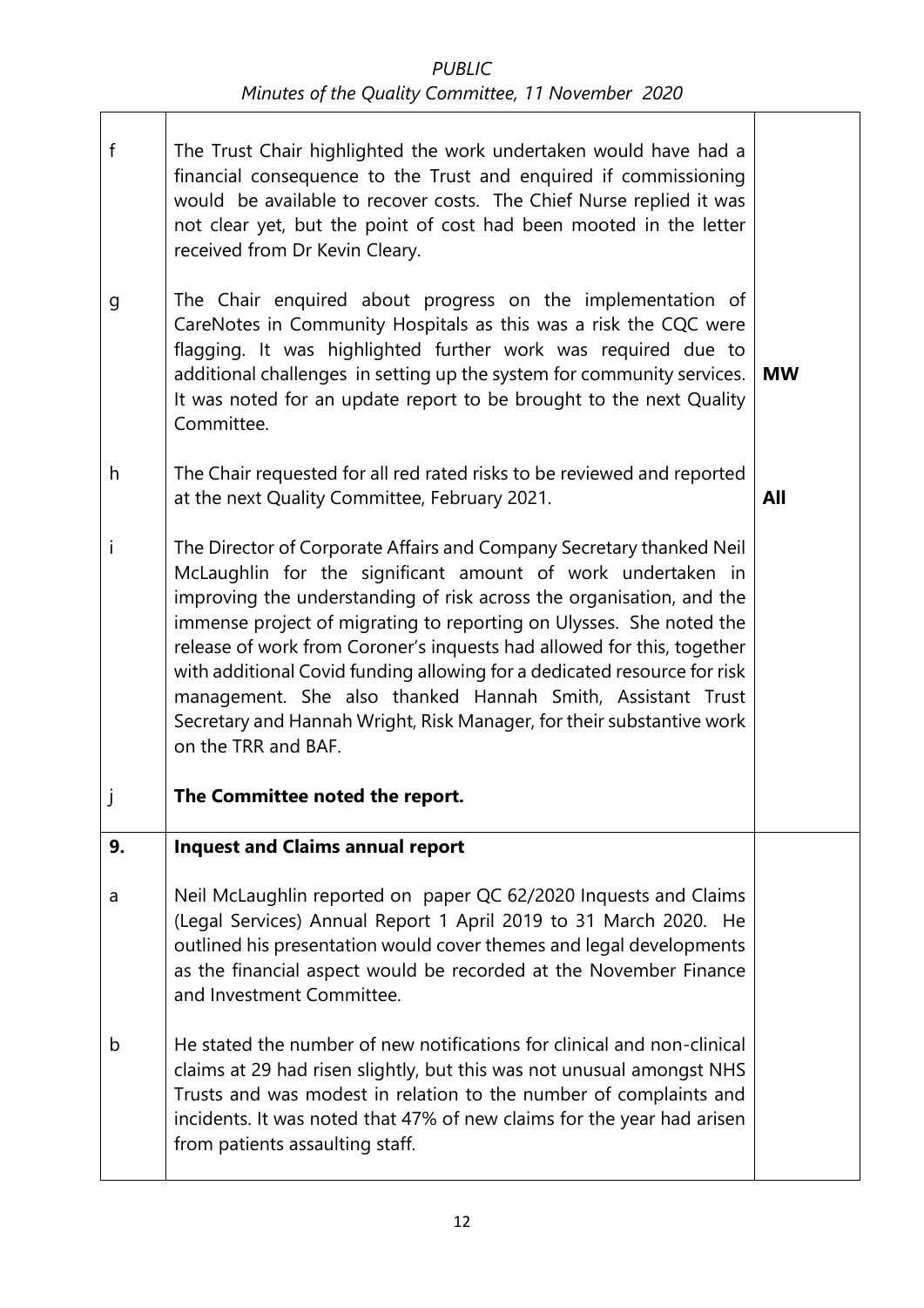| | | |
|---|---|---|
| f | The Trust Chair highlighted the work undertaken would have had a financial consequence to the Trust and enquired if commissioning would be available to recover costs. The Chief Nurse replied it was not clear yet, but the point of cost had been mooted in the letter received from Dr Kevin Cleary. | |
| g | The Chair enquired about progress on the implementation of CareNotes in Community Hospitals as this was a risk the CQC were flagging. It was highlighted further work was required due to additional challenges in setting up the system for community services. It was noted for an update report to be brought to the next Quality Committee. | **MW** |
| h | The Chair requested for all red rated risks to be reviewed and reported at the next Quality Committee, February 2021. | **All** |
| i | The Director of Corporate Affairs and Company Secretary thanked Neil McLaughlin for the significant amount of work undertaken in improving the understanding of risk across the organisation, and the immense project of migrating to reporting on Ulysses. She noted the release of work from Coroner's inquests had allowed for this, together with additional Covid funding allowing for a dedicated resource for risk management. She also thanked Hannah Smith, Assistant Trust Secretary and Hannah Wright, Risk Manager, for their substantive work on the TRR and BAF. | |
| j | **The Committee noted the report.** | |
| **9.** | **Inquest and Claims annual report** | |
| a | Neil McLaughlin reported on paper QC 62/2020 Inquests and Claims (Legal Services) Annual Report 1 April 2019 to 31 March 2020. He outlined his presentation would cover themes and legal developments as the financial aspect would be recorded at the November Finance and Investment Committee. | |
| b | He stated the number of new notifications for clinical and non-clinical claims at 29 had risen slightly, but this was not unusual amongst NHS Trusts and was modest in relation to the number of complaints and incidents. It was noted that 47% of new claims for the year had arisen from patients assaulting staff. | |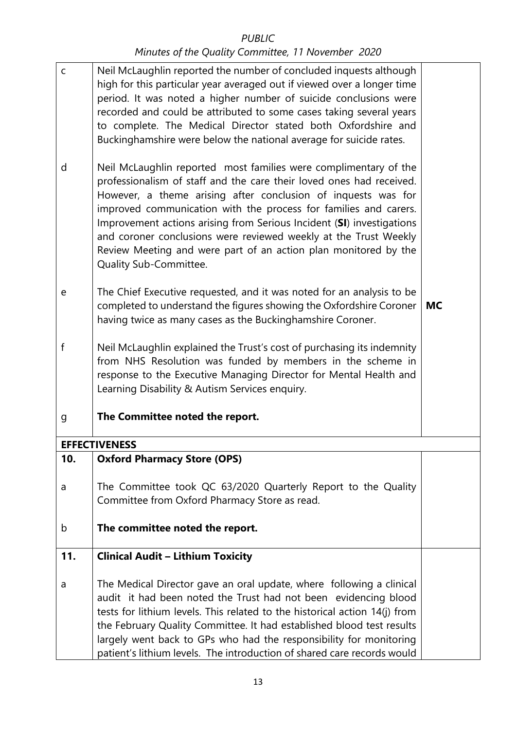| | | |
|---|---|---|
| c | Neil McLaughlin reported the number of concluded inquests although high for this particular year averaged out if viewed over a longer time period. It was noted a higher number of suicide conclusions were recorded and could be attributed to some cases taking several years to complete. The Medical Director stated both Oxfordshire and Buckinghamshire were below the national average for suicide rates. | |
| d | Neil McLaughlin reported most families were complimentary of the professionalism of staff and the care their loved ones had received. However, a theme arising after conclusion of inquests was for improved communication with the process for families and carers. Improvement actions arising from Serious Incident (**SI**) investigations and coroner conclusions were reviewed weekly at the Trust Weekly Review Meeting and were part of an action plan monitored by the Quality Sub-Committee. | |
| e | The Chief Executive requested, and it was noted for an analysis to be completed to understand the figures showing the Oxfordshire Coroner having twice as many cases as the Buckinghamshire Coroner. | **MC** |
| f | Neil McLaughlin explained the Trust's cost of purchasing its indemnity from NHS Resolution was funded by members in the scheme in response to the Executive Managing Director for Mental Health and Learning Disability & Autism Services enquiry. | |
| g | **The Committee noted the report.** | |
| **EFFECTIVENESS** | | |
| **10.** | **Oxford Pharmacy Store (OPS)** | |
| a | The Committee took QC 63/2020 Quarterly Report to the Quality Committee from Oxford Pharmacy Store as read. | |
| b | **The committee noted the report.** | |
| **11.** | **Clinical Audit – Lithium Toxicity** | |
| a | The Medical Director gave an oral update, where following a clinical audit it had been noted the Trust had not been evidencing blood tests for lithium levels. This related to the historical action 14(j) from the February Quality Committee. It had established blood test results largely went back to GPs who had the responsibility for monitoring patient's lithium levels. The introduction of shared care records would | |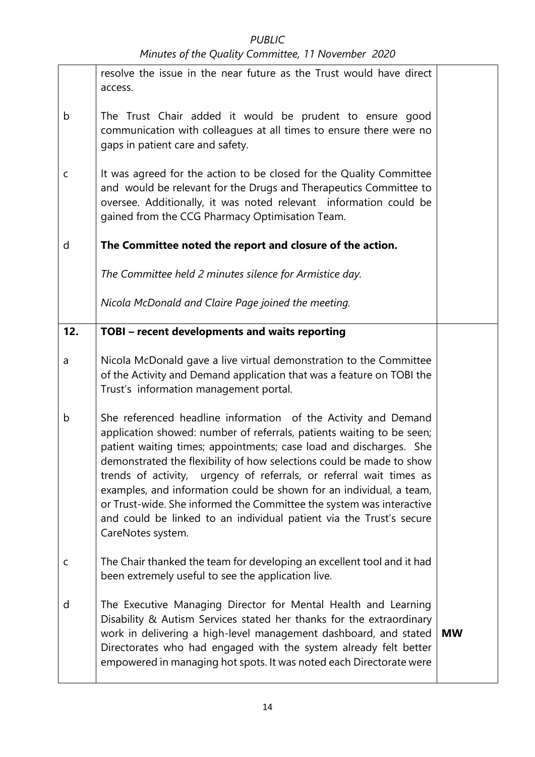| | | |
|---|---|---|
| | resolve the issue in the near future as the Trust would have direct access. | |
| b | The Trust Chair added it would be prudent to ensure good communication with colleagues at all times to ensure there were no gaps in patient care and safety. | |
| c | It was agreed for the action to be closed for the Quality Committee and would be relevant for the Drugs and Therapeutics Committee to oversee. Additionally, it was noted relevant information could be gained from the CCG Pharmacy Optimisation Team. | |
| d | **The Committee noted the report and closure of the action.**<br><br>*The Committee held 2 minutes silence for Armistice day.*<br><br>*Nicola McDonald and Claire Page joined the meeting.* | |
| **12.** | **TOBI – recent developments and waits reporting** | |
| a | Nicola McDonald gave a live virtual demonstration to the Committee of the Activity and Demand application that was a feature on TOBI the Trust's information management portal. | |
| b | She referenced headline information of the Activity and Demand application showed: number of referrals, patients waiting to be seen; patient waiting times; appointments; case load and discharges. She demonstrated the flexibility of how selections could be made to show trends of activity, urgency of referrals, or referral wait times as examples, and information could be shown for an individual, a team, or Trust-wide. She informed the Committee the system was interactive and could be linked to an individual patient via the Trust's secure CareNotes system. | |
| c | The Chair thanked the team for developing an excellent tool and it had been extremely useful to see the application live. | |
| d | The Executive Managing Director for Mental Health and Learning Disability & Autism Services stated her thanks for the extraordinary work in delivering a high-level management dashboard, and stated Directorates who had engaged with the system already felt better empowered in managing hot spots. It was noted each Directorate were | **MW** |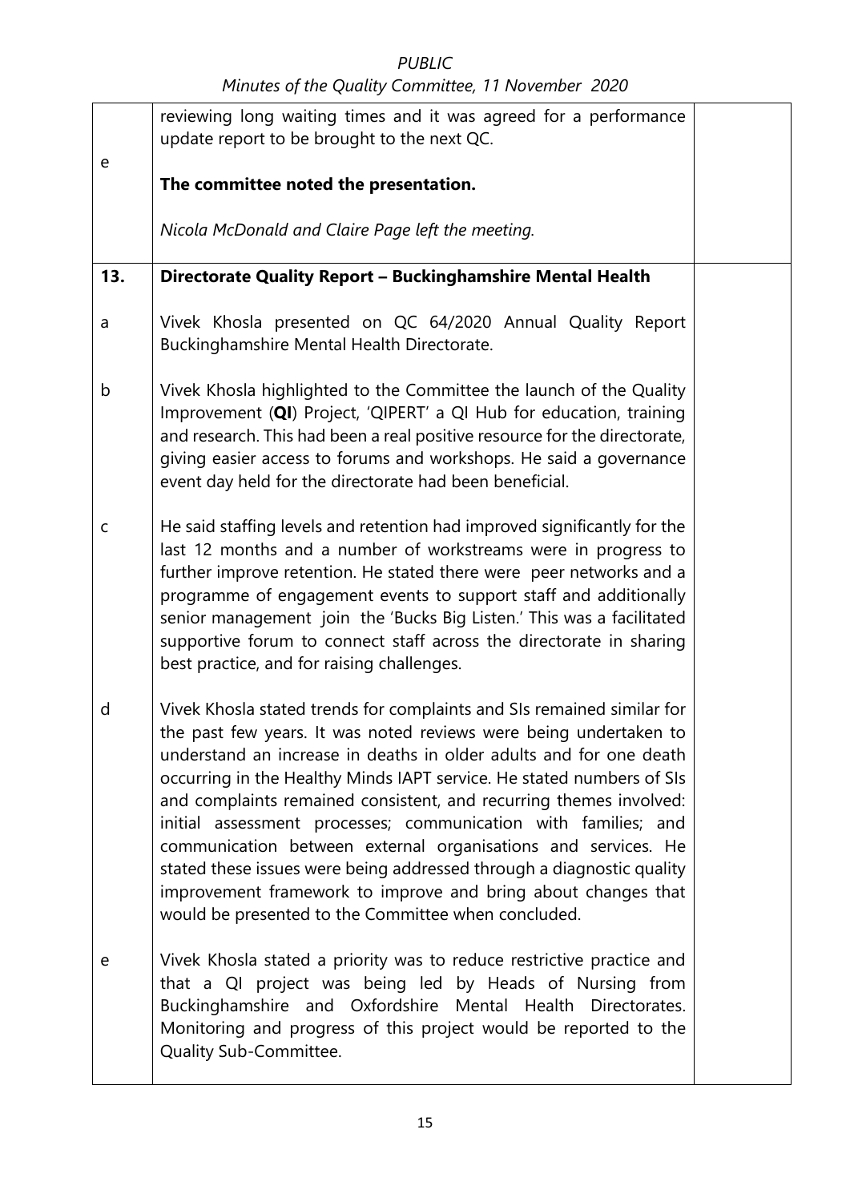| | | |
|---|---|---|
| e | reviewing long waiting times and it was agreed for a performance update report to be brought to the next QC.<br><br>**The committee noted the presentation.**<br><br>*Nicola McDonald and Claire Page left the meeting.* | |
| **13.** | **Directorate Quality Report – Buckinghamshire Mental Health** | |
| a | Vivek Khosla presented on QC 64/2020 Annual Quality Report Buckinghamshire Mental Health Directorate. | |
| b | Vivek Khosla highlighted to the Committee the launch of the Quality Improvement (**QI**) Project, 'QIPERT' a QI Hub for education, training and research. This had been a real positive resource for the directorate, giving easier access to forums and workshops. He said a governance event day held for the directorate had been beneficial. | |
| c | He said staffing levels and retention had improved significantly for the last 12 months and a number of workstreams were in progress to further improve retention. He stated there were peer networks and a programme of engagement events to support staff and additionally senior management join the 'Bucks Big Listen.' This was a facilitated supportive forum to connect staff across the directorate in sharing best practice, and for raising challenges. | |
| d | Vivek Khosla stated trends for complaints and SIs remained similar for the past few years. It was noted reviews were being undertaken to understand an increase in deaths in older adults and for one death occurring in the Healthy Minds IAPT service. He stated numbers of SIs and complaints remained consistent, and recurring themes involved: initial assessment processes; communication with families; and communication between external organisations and services. He stated these issues were being addressed through a diagnostic quality improvement framework to improve and bring about changes that would be presented to the Committee when concluded. | |
| e | Vivek Khosla stated a priority was to reduce restrictive practice and that a QI project was being led by Heads of Nursing from Buckinghamshire and Oxfordshire Mental Health Directorates. Monitoring and progress of this project would be reported to the Quality Sub-Committee. | |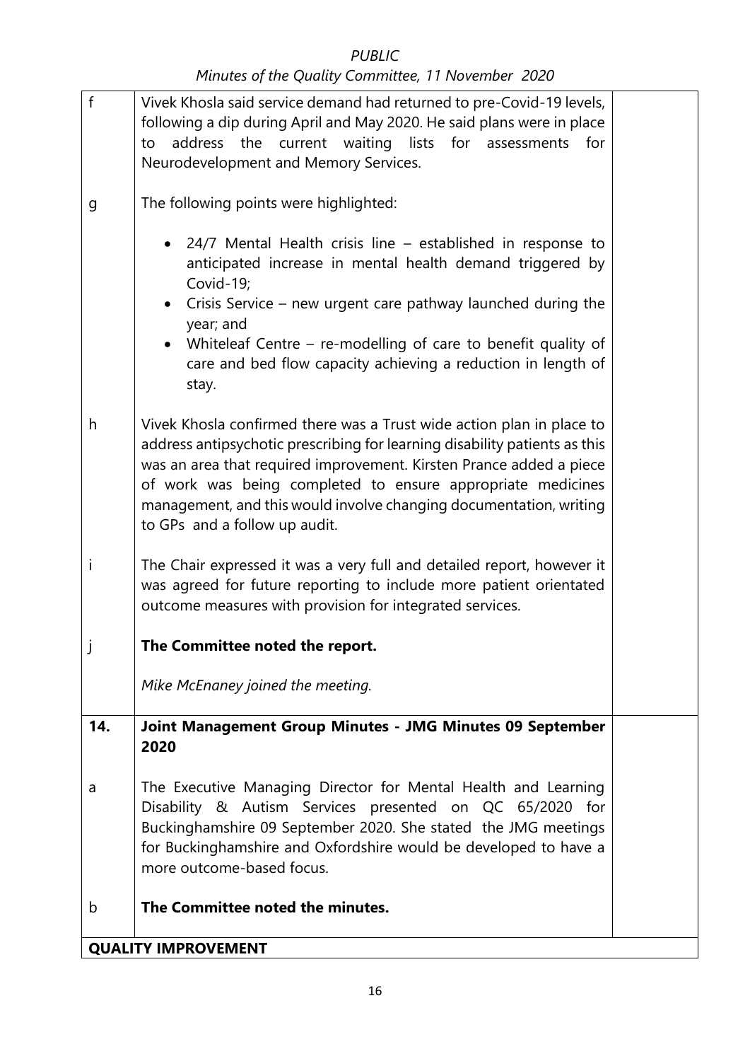| | | |
|---|---|---|
| f | Vivek Khosla said service demand had returned to pre-Covid-19 levels, following a dip during April and May 2020. He said plans were in place to address the current waiting lists for assessments for Neurodevelopment and Memory Services. | |
| g | The following points were highlighted:<br><br>• 24/7 Mental Health crisis line – established in response to anticipated increase in mental health demand triggered by Covid-19;<br>• Crisis Service – new urgent care pathway launched during the year; and<br>• Whiteleaf Centre – re-modelling of care to benefit quality of care and bed flow capacity achieving a reduction in length of stay. | |
| h | Vivek Khosla confirmed there was a Trust wide action plan in place to address antipsychotic prescribing for learning disability patients as this was an area that required improvement. Kirsten Prance added a piece of work was being completed to ensure appropriate medicines management, and this would involve changing documentation, writing to GPs and a follow up audit. | |
| i | The Chair expressed it was a very full and detailed report, however it was agreed for future reporting to include more patient orientated outcome measures with provision for integrated services. | |
| j | **The Committee noted the report.**<br><br>*Mike McEnaney joined the meeting.* | |
| **14.** | **Joint Management Group Minutes - JMG Minutes 09 September 2020** | |
| a | The Executive Managing Director for Mental Health and Learning Disability & Autism Services presented on QC 65/2020 for Buckinghamshire 09 September 2020. She stated the JMG meetings for Buckinghamshire and Oxfordshire would be developed to have a more outcome-based focus. | |
| b | **The Committee noted the minutes.** | |
| **QUALITY IMPROVEMENT** | | |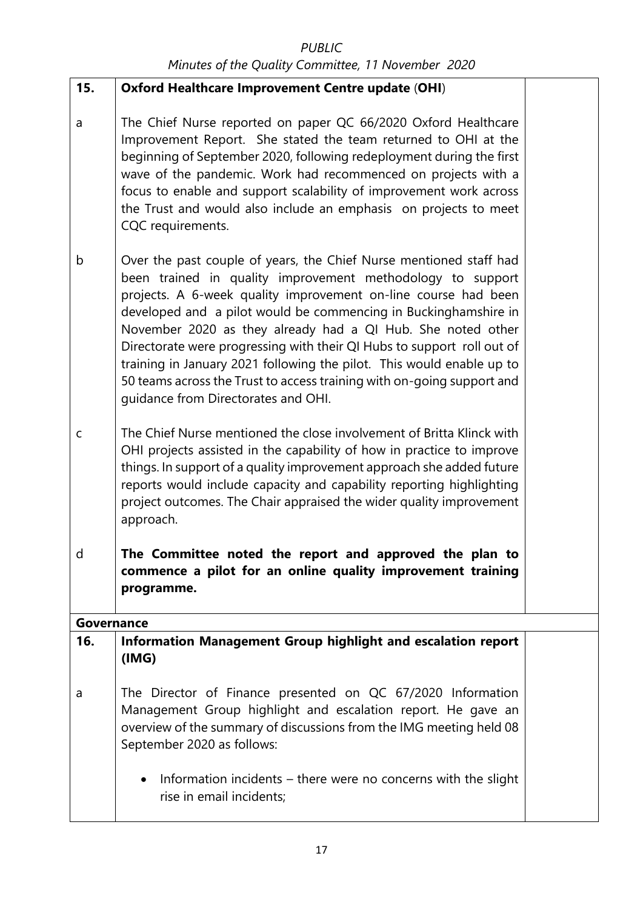| | | |
|---|---|---|
| **15.** | **Oxford Healthcare Improvement Centre update (OHI)** | |
| a | The Chief Nurse reported on paper QC 66/2020 Oxford Healthcare Improvement Report. She stated the team returned to OHI at the beginning of September 2020, following redeployment during the first wave of the pandemic. Work had recommenced on projects with a focus to enable and support scalability of improvement work across the Trust and would also include an emphasis on projects to meet CQC requirements. | |
| b | Over the past couple of years, the Chief Nurse mentioned staff had been trained in quality improvement methodology to support projects. A 6-week quality improvement on-line course had been developed and a pilot would be commencing in Buckinghamshire in November 2020 as they already had a QI Hub. She noted other Directorate were progressing with their QI Hubs to support roll out of training in January 2021 following the pilot. This would enable up to 50 teams across the Trust to access training with on-going support and guidance from Directorates and OHI. | |
| c | The Chief Nurse mentioned the close involvement of Britta Klinck with OHI projects assisted in the capability of how in practice to improve things. In support of a quality improvement approach she added future reports would include capacity and capability reporting highlighting project outcomes. The Chair appraised the wider quality improvement approach. | |
| d | **The Committee noted the report and approved the plan to commence a pilot for an online quality improvement training programme.** | |
| **Governance** | | |
| **16.** | **Information Management Group highlight and escalation report (IMG)** | |
| a | The Director of Finance presented on QC 67/2020 Information Management Group highlight and escalation report. He gave an overview of the summary of discussions from the IMG meeting held 08 September 2020 as follows:<br><br>• Information incidents – there were no concerns with the slight rise in email incidents; | |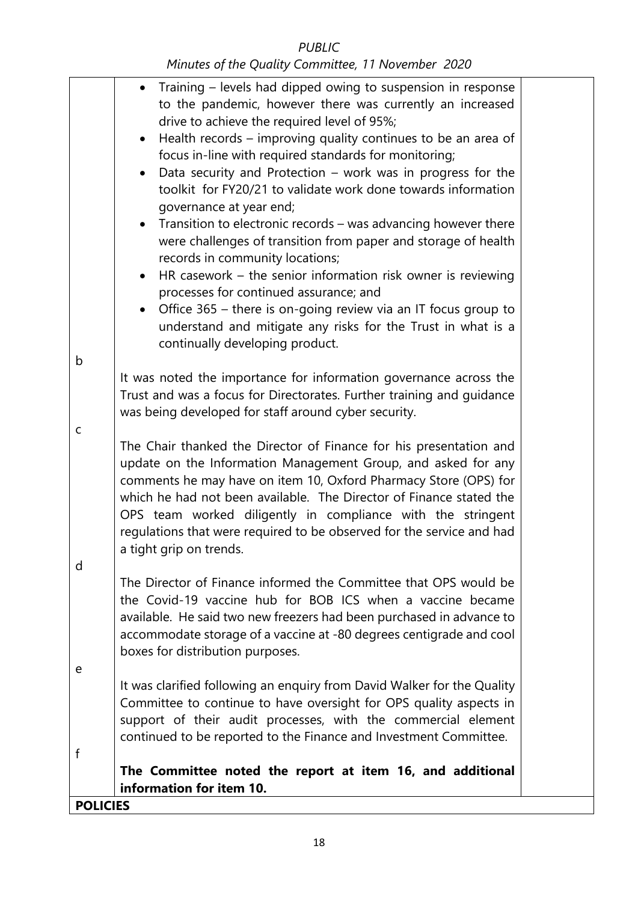| | | |
|---|---|---|
| | - Training – levels had dipped owing to suspension in response to the pandemic, however there was currently an increased drive to achieve the required level of 95%;<br>- Health records – improving quality continues to be an area of focus in-line with required standards for monitoring;<br>- Data security and Protection – work was in progress for the toolkit for FY20/21 to validate work done towards information governance at year end;<br>- Transition to electronic records – was advancing however there were challenges of transition from paper and storage of health records in community locations;<br>- HR casework – the senior information risk owner is reviewing processes for continued assurance; and<br>- Office 365 – there is on-going review via an IT focus group to understand and mitigate any risks for the Trust in what is a continually developing product. | |
| b | It was noted the importance for information governance across the Trust and was a focus for Directorates. Further training and guidance was being developed for staff around cyber security. | |
| c | The Chair thanked the Director of Finance for his presentation and update on the Information Management Group, and asked for any comments he may have on item 10, Oxford Pharmacy Store (OPS) for which he had not been available. The Director of Finance stated the OPS team worked diligently in compliance with the stringent regulations that were required to be observed for the service and had a tight grip on trends. | |
| d | The Director of Finance informed the Committee that OPS would be the Covid-19 vaccine hub for BOB ICS when a vaccine became available. He said two new freezers had been purchased in advance to accommodate storage of a vaccine at -80 degrees centigrade and cool boxes for distribution purposes. | |
| e | It was clarified following an enquiry from David Walker for the Quality Committee to continue to have oversight for OPS quality aspects in support of their audit processes, with the commercial element continued to be reported to the Finance and Investment Committee. | |
| f | **The Committee noted the report at item 16, and additional information for item 10.** | |
| **POLICIES** | | |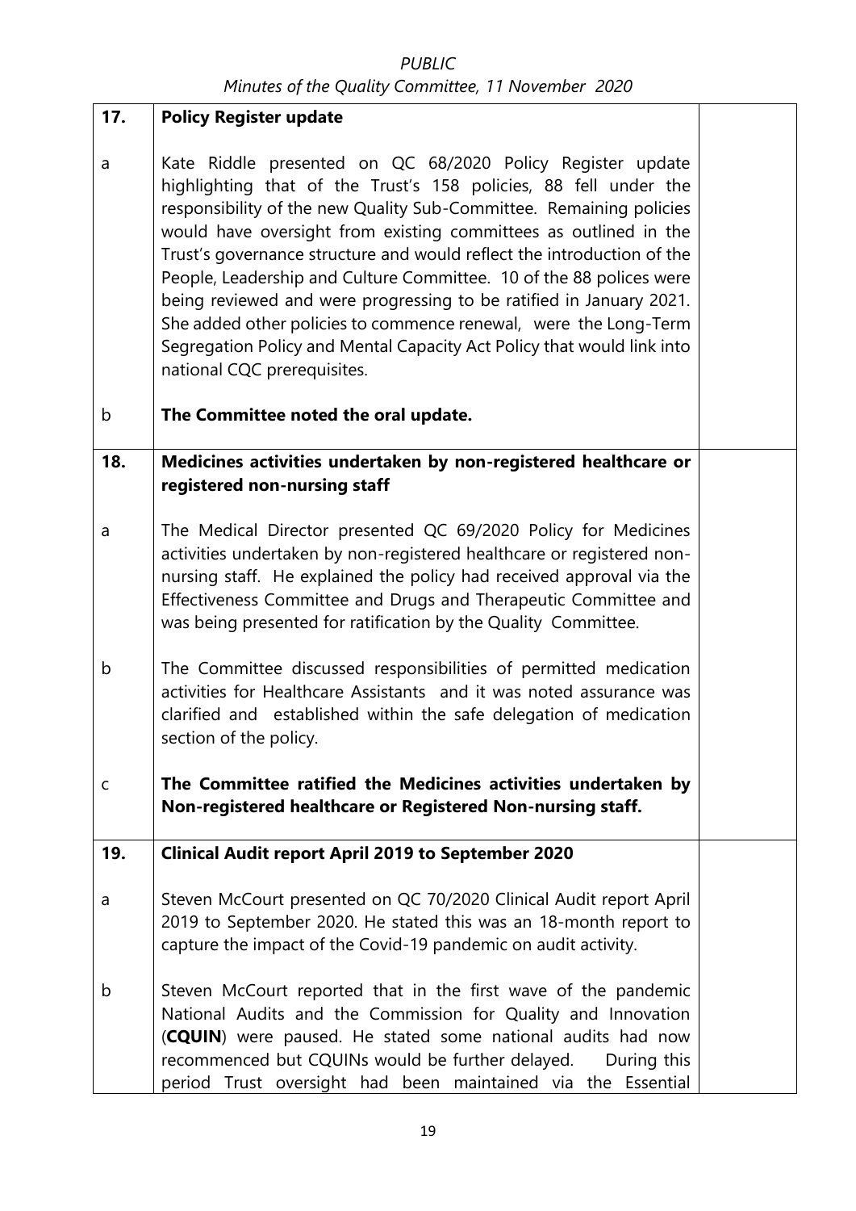| | | |
|---|---|---|
| **17.** | **Policy Register update** | |
| a | Kate Riddle presented on QC 68/2020 Policy Register update highlighting that of the Trust's 158 policies, 88 fell under the responsibility of the new Quality Sub-Committee. Remaining policies would have oversight from existing committees as outlined in the Trust's governance structure and would reflect the introduction of the People, Leadership and Culture Committee. 10 of the 88 polices were being reviewed and were progressing to be ratified in January 2021. She added other policies to commence renewal, were the Long-Term Segregation Policy and Mental Capacity Act Policy that would link into national CQC prerequisites. | |
| b | **The Committee noted the oral update.** | |
| **18.** | **Medicines activities undertaken by non-registered healthcare or registered non-nursing staff** | |
| a | The Medical Director presented QC 69/2020 Policy for Medicines activities undertaken by non-registered healthcare or registered non-nursing staff. He explained the policy had received approval via the Effectiveness Committee and Drugs and Therapeutic Committee and was being presented for ratification by the Quality Committee. | |
| b | The Committee discussed responsibilities of permitted medication activities for Healthcare Assistants and it was noted assurance was clarified and established within the safe delegation of medication section of the policy. | |
| c | **The Committee ratified the Medicines activities undertaken by Non-registered healthcare or Registered Non-nursing staff.** | |
| **19.** | **Clinical Audit report April 2019 to September 2020** | |
| a | Steven McCourt presented on QC 70/2020 Clinical Audit report April 2019 to September 2020. He stated this was an 18-month report to capture the impact of the Covid-19 pandemic on audit activity. | |
| b | Steven McCourt reported that in the first wave of the pandemic National Audits and the Commission for Quality and Innovation (**CQUIN**) were paused. He stated some national audits had now recommenced but CQUINs would be further delayed. During this period Trust oversight had been maintained via the Essential | |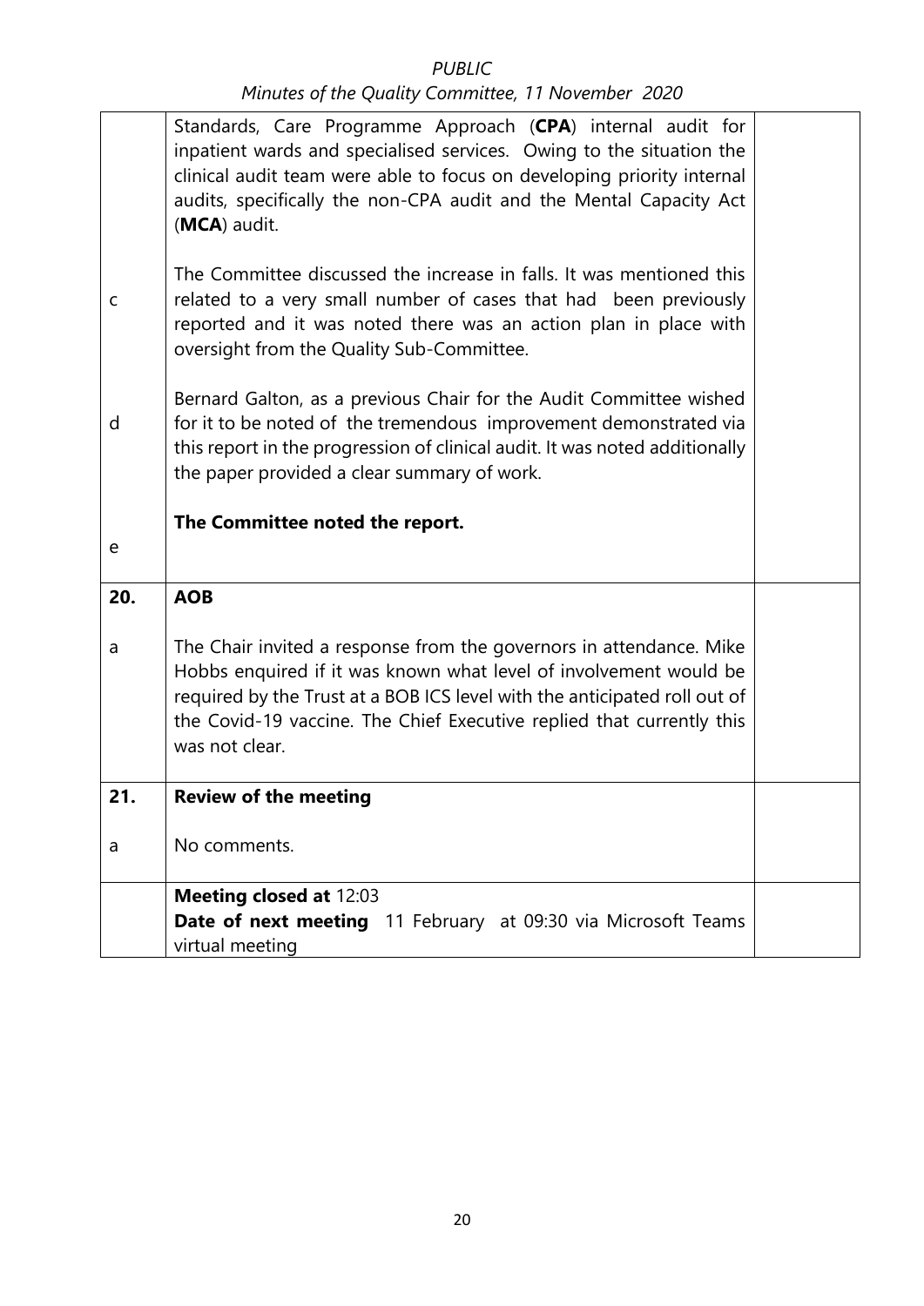| | | |
|---|---|---|
| | Standards, Care Programme Approach (**CPA**) internal audit for inpatient wards and specialised services. Owing to the situation the clinical audit team were able to focus on developing priority internal audits, specifically the non-CPA audit and the Mental Capacity Act (**MCA**) audit. | |
| c | The Committee discussed the increase in falls. It was mentioned this related to a very small number of cases that had been previously reported and it was noted there was an action plan in place with oversight from the Quality Sub-Committee. | |
| d | Bernard Galton, as a previous Chair for the Audit Committee wished for it to be noted of the tremendous improvement demonstrated via this report in the progression of clinical audit. It was noted additionally the paper provided a clear summary of work. | |
| e | **The Committee noted the report.** | |
| **20.** | **AOB** | |
| a | The Chair invited a response from the governors in attendance. Mike Hobbs enquired if it was known what level of involvement would be required by the Trust at a BOB ICS level with the anticipated roll out of the Covid-19 vaccine. The Chief Executive replied that currently this was not clear. | |
| **21.** | **Review of the meeting** | |
| a | No comments. | |
| | **Meeting closed at** 12:03<br>**Date of next meeting** 11 February at 09:30 via Microsoft Teams virtual meeting | |